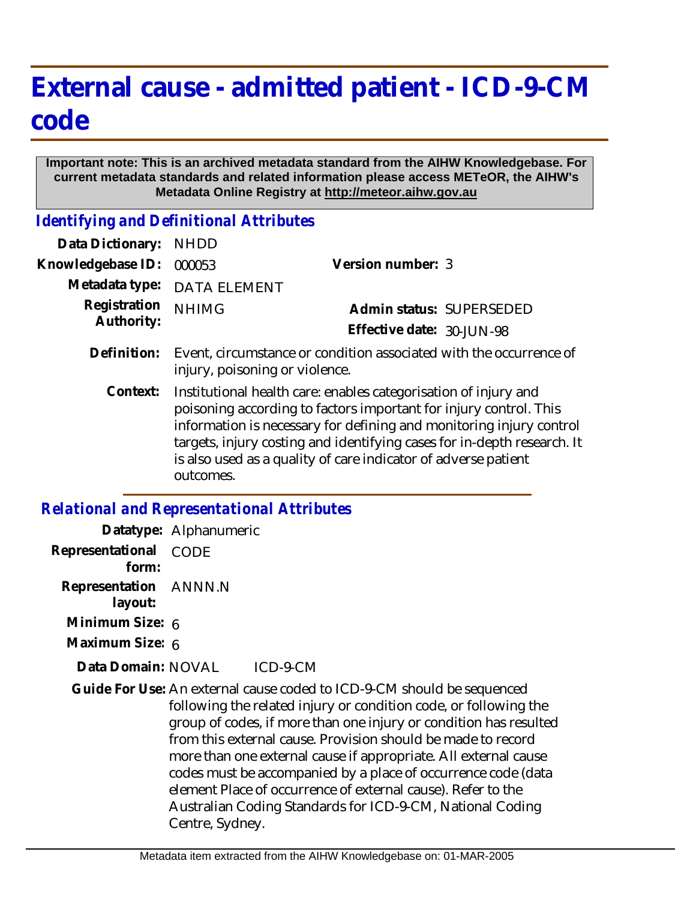# External cause - admitted patient - ICD-9-CM code

**Important note: This is an archived metadata standard from the AIHW Knowledgebase. For current metadata standards and related information please access METeOR, the AIHW's Metadata Online Registry at http://meteor.aihw.gov.au**

## *Identifying and Definitional Attributes*

**Data Dictionary:** NHDD

**Knowledgebase ID:** 000053

**Version number:** 3

**Metadata type:** DATA ELEMENT

**Registration Authority:** NHIMG

**Admin status:** SUPERSEDED

**Effective date:** 30-JUN-98

**Definition:** Event, circumstance or condition associated with the occurrence of injury, poisoning or violence.

**Context:** Institutional health care: enables categorisation of injury and poisoning according to factors important for injury control. This information is necessary for defining and monitoring injury control targets, injury costing and identifying cases for in-depth research. It is also used as a quality of care indicator of adverse patient outcomes.

## *Relational and Representational Attributes*

**Datatype:** Alphanumeric

**Representational form:** CODE

**Representation layout:** ANNN.N

**Minimum Size:** 6

**Maximum Size:** 6

**Data Domain:** NOVAL ICD-9-CM

**Guide For Use:** An external cause coded to ICD-9-CM should be sequenced following the related injury or condition code, or following the group of codes, if more than one injury or condition has resulted from this external cause. Provision should be made to record more than one external cause if appropriate. All external cause codes must be accompanied by a place of occurrence code (data element Place of occurrence of external cause). Refer to the Australian Coding Standards for ICD-9-CM, National Coding Centre, Sydney.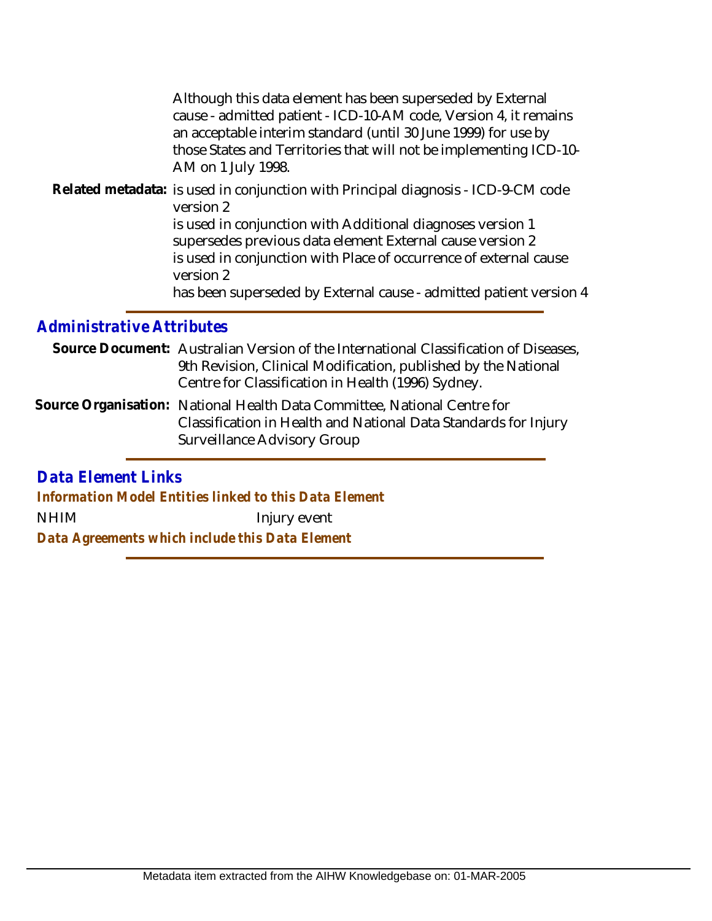Although this data element has been superseded by External cause - admitted patient - ICD-10-AM code, Version 4, it remains an acceptable interim standard (until 30 June 1999) for use by those States and Territories that will not be implementing ICD-10-AM on 1 July 1998.

**Related metadata:** is used in conjunction with Principal diagnosis - ICD-9-CM code version 2
is used in conjunction with Additional diagnoses version 1
supersedes previous data element External cause version 2
is used in conjunction with Place of occurrence of external cause version 2
has been superseded by External cause - admitted patient version 4

## Administrative Attributes

**Source Document:** Australian Version of the International Classification of Diseases, 9th Revision, Clinical Modification, published by the National Centre for Classification in Health (1996) Sydney.

**Source Organisation:** National Health Data Committee, National Centre for Classification in Health and National Data Standards for Injury Surveillance Advisory Group

## Data Element Links

### Information Model Entities linked to this Data Element

NHIM Injury event

### Data Agreements which include this Data Element

Metadata item extracted from the AIHW Knowledgebase on: 01-MAR-2005